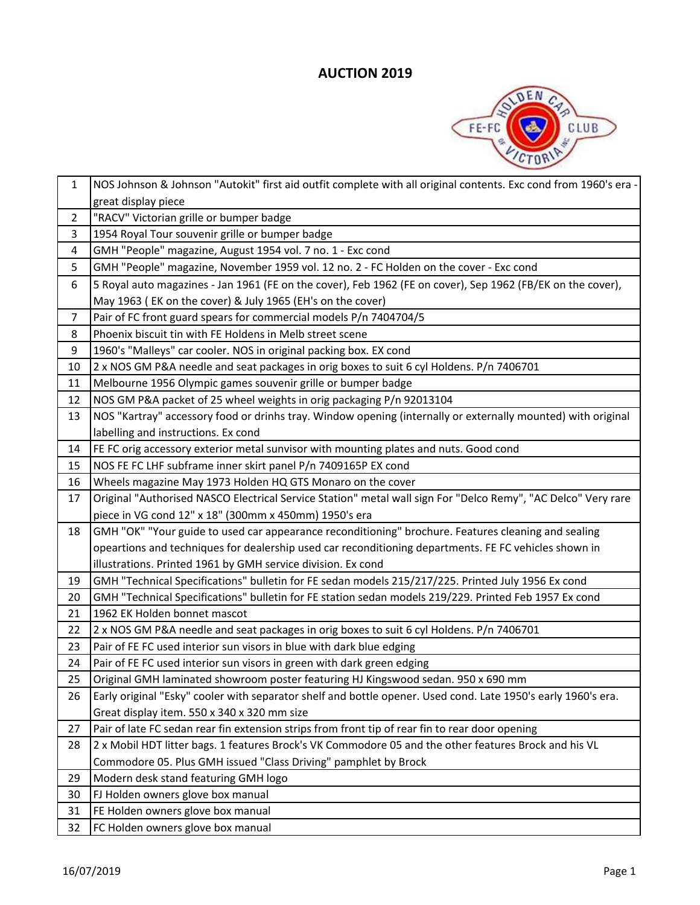# AUCTION 2019

| | |
|---|---|
| 1 | NOS Johnson & Johnson "Autokit" first aid outfit complete with all original contents. Exc cond from 1960's era - great display piece |
| 2 | "RACV" Victorian grille or bumper badge |
| 3 | 1954 Royal Tour souvenir grille or bumper badge |
| 4 | GMH "People" magazine, August 1954 vol. 7 no. 1 - Exc cond |
| 5 | GMH "People" magazine, November 1959 vol. 12 no. 2 - FC Holden on the cover - Exc cond |
| 6 | 5 Royal auto magazines - Jan 1961 (FE on the cover), Feb 1962 (FE on cover), Sep 1962 (FB/EK on the cover), May 1963 ( EK on the cover) & July 1965 (EH's on the cover) |
| 7 | Pair of FC front guard spears for commercial models P/n 7404704/5 |
| 8 | Phoenix biscuit tin with FE Holdens in Melb street scene |
| 9 | 1960's "Malleys" car cooler. NOS in original packing box. EX cond |
| 10 | 2 x NOS GM P&A needle and seat packages in orig boxes to suit 6 cyl Holdens. P/n 7406701 |
| 11 | Melbourne 1956 Olympic games souvenir grille or bumper badge |
| 12 | NOS GM P&A packet of 25 wheel weights in orig packaging P/n 92013104 |
| 13 | NOS "Kartray" accessory food or drinhs tray. Window opening (internally or externally mounted) with original labelling and instructions. Ex cond |
| 14 | FE FC orig accessory exterior metal sunvisor with mounting plates and nuts. Good cond |
| 15 | NOS FE FC LHF subframe inner skirt panel P/n 7409165P EX cond |
| 16 | Wheels magazine May 1973 Holden HQ GTS Monaro on the cover |
| 17 | Original "Authorised NASCO Electrical Service Station" metal wall sign For "Delco Remy", "AC Delco" Very rare piece in VG cond 12" x 18" (300mm x 450mm) 1950's era |
| 18 | GMH "OK" "Your guide to used car appearance reconditioning" brochure. Features cleaning and sealing opeartions and techniques for dealership used car reconditioning departments. FE FC vehicles shown in illustrations. Printed 1961 by GMH service division. Ex cond |
| 19 | GMH "Technical Specifications" bulletin for FE sedan models 215/217/225. Printed July 1956 Ex cond |
| 20 | GMH "Technical Specifications" bulletin for FE station sedan models 219/229. Printed Feb 1957 Ex cond |
| 21 | 1962 EK Holden bonnet mascot |
| 22 | 2 x NOS GM P&A needle and seat packages in orig boxes to suit 6 cyl Holdens. P/n 7406701 |
| 23 | Pair of FE FC used interior sun visors in blue with dark blue edging |
| 24 | Pair of FE FC used interior sun visors in green with dark green edging |
| 25 | Original GMH laminated showroom poster featuring HJ Kingswood sedan. 950 x 690 mm |
| 26 | Early original "Esky" cooler with separator shelf and bottle opener. Used cond. Late 1950's early 1960's era. Great display item. 550 x 340 x 320 mm size |
| 27 | Pair of late FC sedan rear fin extension strips from front tip of rear fin to rear door opening |
| 28 | 2 x Mobil HDT litter bags. 1 features Brock's VK Commodore 05 and the other features Brock and his VL Commodore 05. Plus GMH issued "Class Driving" pamphlet by Brock |
| 29 | Modern desk stand featuring GMH logo |
| 30 | FJ Holden owners glove box manual |
| 31 | FE Holden owners glove box manual |
| 32 | FC Holden owners glove box manual |

16/07/2019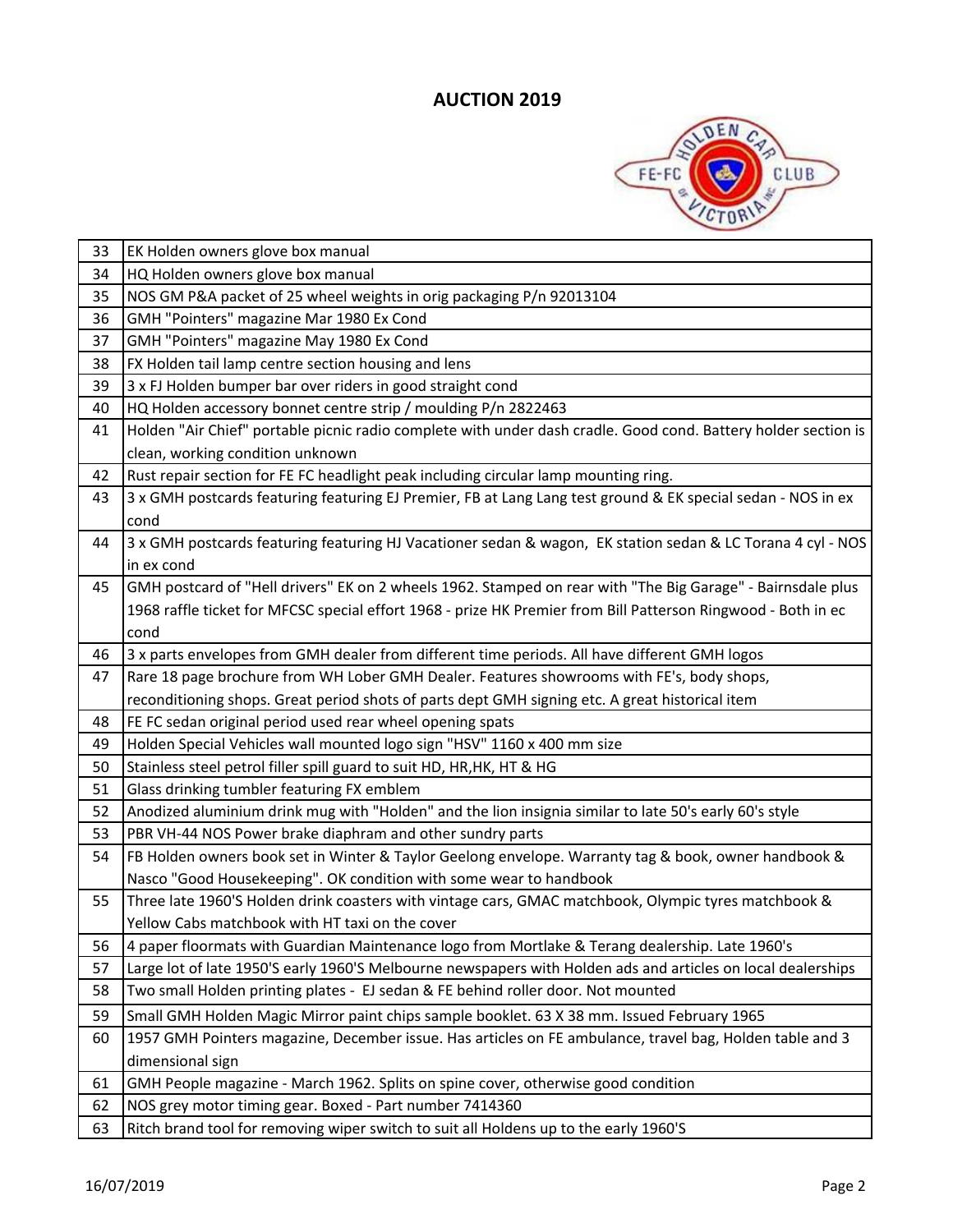# AUCTION 2019

| | |
|---|---|
| 33 | EK Holden owners glove box manual |
| 34 | HQ Holden owners glove box manual |
| 35 | NOS GM P&A packet of 25 wheel weights in orig packaging P/n 92013104 |
| 36 | GMH "Pointers" magazine Mar 1980 Ex Cond |
| 37 | GMH "Pointers" magazine May 1980 Ex Cond |
| 38 | FX Holden tail lamp centre section housing and lens |
| 39 | 3 x FJ Holden bumper bar over riders in good straight cond |
| 40 | HQ Holden accessory bonnet centre strip / moulding P/n 2822463 |
| 41 | Holden "Air Chief" portable picnic radio complete with under dash cradle. Good cond. Battery holder section is clean, working condition unknown |
| 42 | Rust repair section for FE FC headlight peak including circular lamp mounting ring. |
| 43 | 3 x GMH postcards featuring featuring EJ Premier, FB at Lang Lang test ground & EK special sedan - NOS in ex cond |
| 44 | 3 x GMH postcards featuring featuring HJ Vacationer sedan & wagon, EK station sedan & LC Torana 4 cyl - NOS in ex cond |
| 45 | GMH postcard of "Hell drivers" EK on 2 wheels 1962. Stamped on rear with "The Big Garage" - Bairnsdale plus 1968 raffle ticket for MFCSC special effort 1968 - prize HK Premier from Bill Patterson Ringwood - Both in ec cond |
| 46 | 3 x parts envelopes from GMH dealer from different time periods. All have different GMH logos |
| 47 | Rare 18 page brochure from WH Lober GMH Dealer. Features showrooms with FE's, body shops, reconditioning shops. Great period shots of parts dept GMH signing etc. A great historical item |
| 48 | FE FC sedan original period used rear wheel opening spats |
| 49 | Holden Special Vehicles wall mounted logo sign "HSV" 1160 x 400 mm size |
| 50 | Stainless steel petrol filler spill guard to suit HD, HR,HK, HT & HG |
| 51 | Glass drinking tumbler featuring FX emblem |
| 52 | Anodized aluminium drink mug with "Holden" and the lion insignia similar to late 50's early 60's style |
| 53 | PBR VH-44 NOS Power brake diaphram and other sundry parts |
| 54 | FB Holden owners book set in Winter & Taylor Geelong envelope. Warranty tag & book, owner handbook & Nasco "Good Housekeeping". OK condition with some wear to handbook |
| 55 | Three late 1960'S Holden drink coasters with vintage cars, GMAC matchbook, Olympic tyres matchbook & Yellow Cabs matchbook with HT taxi on the cover |
| 56 | 4 paper floormats with Guardian Maintenance logo from Mortlake & Terang dealership. Late 1960's |
| 57 | Large lot of late 1950'S early 1960'S Melbourne newspapers with Holden ads and articles on local dealerships |
| 58 | Two small Holden printing plates - EJ sedan & FE behind roller door. Not mounted |
| 59 | Small GMH Holden Magic Mirror paint chips sample booklet. 63 X 38 mm. Issued February 1965 |
| 60 | 1957 GMH Pointers magazine, December issue. Has articles on FE ambulance, travel bag, Holden table and 3 dimensional sign |
| 61 | GMH People magazine - March 1962. Splits on spine cover, otherwise good condition |
| 62 | NOS grey motor timing gear. Boxed - Part number 7414360 |
| 63 | Ritch brand tool for removing wiper switch to suit all Holdens up to the early 1960'S |

16/07/2019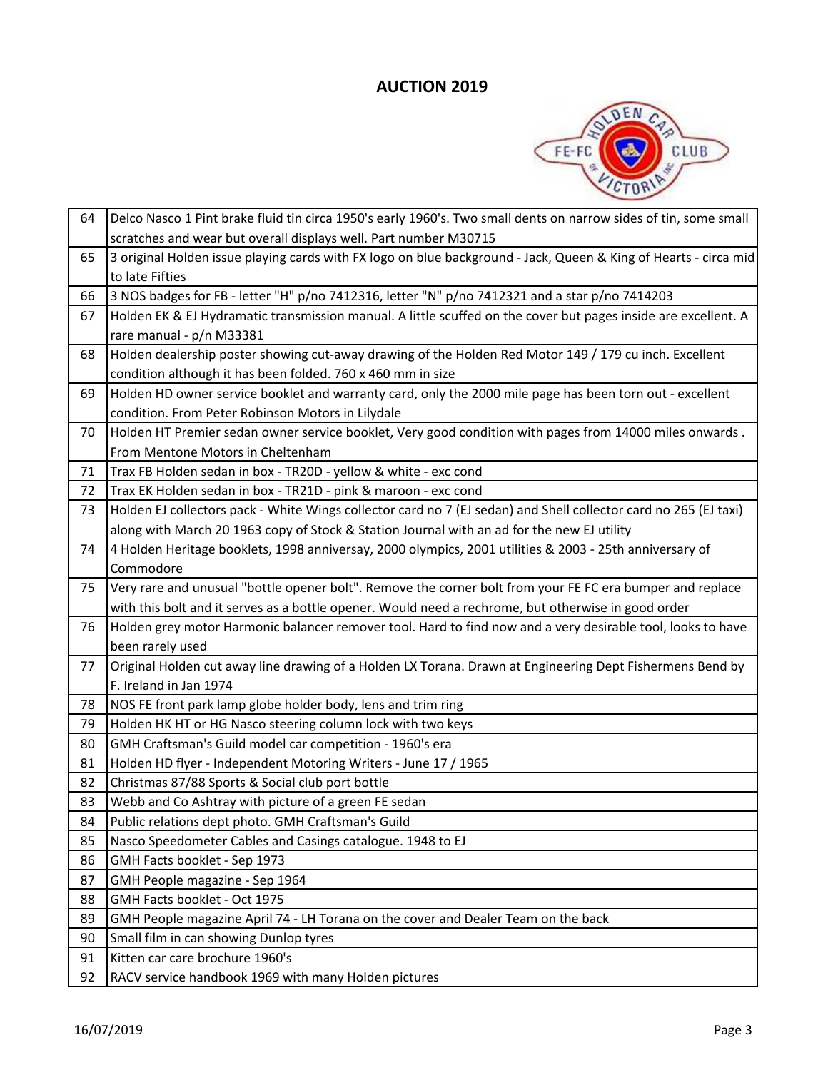# AUCTION 2019

| | |
|---|---|
| 64 | Delco Nasco 1 Pint brake fluid tin circa 1950's early 1960's. Two small dents on narrow sides of tin, some small scratches and wear but overall displays well. Part number M30715 |
| 65 | 3 original Holden issue playing cards with FX logo on blue background - Jack, Queen & King of Hearts - circa mid to late Fifties |
| 66 | 3 NOS badges for FB - letter "H" p/no 7412316, letter "N" p/no 7412321 and a star p/no 7414203 |
| 67 | Holden EK & EJ Hydramatic transmission manual. A little scuffed on the cover but pages inside are excellent. A rare manual - p/n M33381 |
| 68 | Holden dealership poster showing cut-away drawing of the Holden Red Motor 149 / 179 cu inch. Excellent condition although it has been folded. 760 x 460 mm in size |
| 69 | Holden HD owner service booklet and warranty card, only the 2000 mile page has been torn out - excellent condition. From Peter Robinson Motors in Lilydale |
| 70 | Holden HT Premier sedan owner service booklet, Very good condition with pages from 14000 miles onwards . From Mentone Motors in Cheltenham |
| 71 | Trax FB Holden sedan in box - TR20D - yellow & white - exc cond |
| 72 | Trax EK Holden sedan in box - TR21D - pink & maroon - exc cond |
| 73 | Holden EJ collectors pack - White Wings collector card no 7 (EJ sedan) and Shell collector card no 265 (EJ taxi) along with March 20 1963 copy of Stock & Station Journal with an ad for the new EJ utility |
| 74 | 4 Holden Heritage booklets, 1998 anniversay, 2000 olympics, 2001 utilities & 2003 - 25th anniversary of Commodore |
| 75 | Very rare and unusual "bottle opener bolt". Remove the corner bolt from your FE FC era bumper and replace with this bolt and it serves as a bottle opener. Would need a rechrome, but otherwise in good order |
| 76 | Holden grey motor Harmonic balancer remover tool. Hard to find now and a very desirable tool, looks to have been rarely used |
| 77 | Original Holden cut away line drawing of a Holden LX Torana. Drawn at Engineering Dept Fishermens Bend by F. Ireland in Jan 1974 |
| 78 | NOS FE front park lamp globe holder body, lens and trim ring |
| 79 | Holden HK HT or HG Nasco steering column lock with two keys |
| 80 | GMH Craftsman's Guild model car competition - 1960's era |
| 81 | Holden HD flyer - Independent Motoring Writers - June 17 / 1965 |
| 82 | Christmas 87/88 Sports & Social club port bottle |
| 83 | Webb and Co Ashtray with picture of a green FE sedan |
| 84 | Public relations dept photo. GMH Craftsman's Guild |
| 85 | Nasco Speedometer Cables and Casings catalogue. 1948 to EJ |
| 86 | GMH Facts booklet - Sep 1973 |
| 87 | GMH People magazine - Sep 1964 |
| 88 | GMH Facts booklet - Oct 1975 |
| 89 | GMH People magazine April 74 - LH Torana on the cover and Dealer Team on the back |
| 90 | Small film in can showing Dunlop tyres |
| 91 | Kitten car care brochure 1960's |
| 92 | RACV service handbook 1969 with many Holden pictures |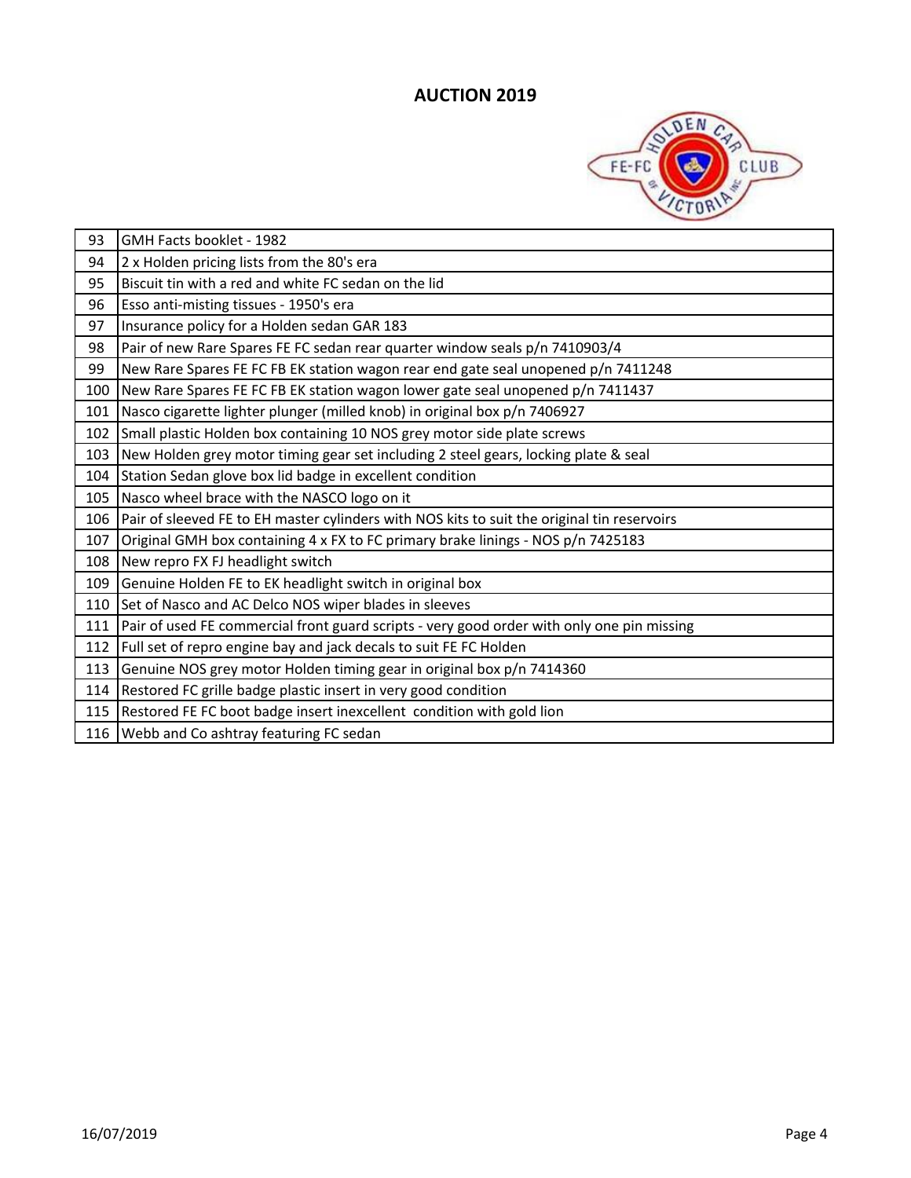## AUCTION 2019

| | |
|---|---|
| 93 | GMH Facts booklet - 1982 |
| 94 | 2 x Holden pricing lists from the 80's era |
| 95 | Biscuit tin with a red and white FC sedan on the lid |
| 96 | Esso anti-misting tissues - 1950's era |
| 97 | Insurance policy for a Holden sedan GAR 183 |
| 98 | Pair of new Rare Spares FE FC sedan rear quarter window seals p/n 7410903/4 |
| 99 | New Rare Spares FE FC FB EK station wagon rear end gate seal unopened p/n 7411248 |
| 100 | New Rare Spares FE FC FB EK station wagon lower gate seal unopened p/n 7411437 |
| 101 | Nasco cigarette lighter plunger (milled knob) in original box p/n 7406927 |
| 102 | Small plastic Holden box containing 10 NOS grey motor side plate screws |
| 103 | New Holden grey motor timing gear set including 2 steel gears, locking plate & seal |
| 104 | Station Sedan glove box lid badge in excellent condition |
| 105 | Nasco wheel brace with the NASCO logo on it |
| 106 | Pair of sleeved FE to EH master cylinders with NOS kits to suit the original tin reservoirs |
| 107 | Original GMH box containing 4 x FX to FC primary brake linings - NOS p/n 7425183 |
| 108 | New repro FX FJ headlight switch |
| 109 | Genuine Holden FE to EK headlight switch in original box |
| 110 | Set of Nasco and AC Delco NOS wiper blades in sleeves |
| 111 | Pair of used FE commercial front guard scripts - very good order with only one pin missing |
| 112 | Full set of repro engine bay and jack decals to suit FE FC Holden |
| 113 | Genuine NOS grey motor Holden timing gear in original box p/n 7414360 |
| 114 | Restored FC grille badge plastic insert in very good condition |
| 115 | Restored FE FC boot badge insert inexcellent condition with gold lion |
| 116 | Webb and Co ashtray featuring FC sedan |

16/07/2019